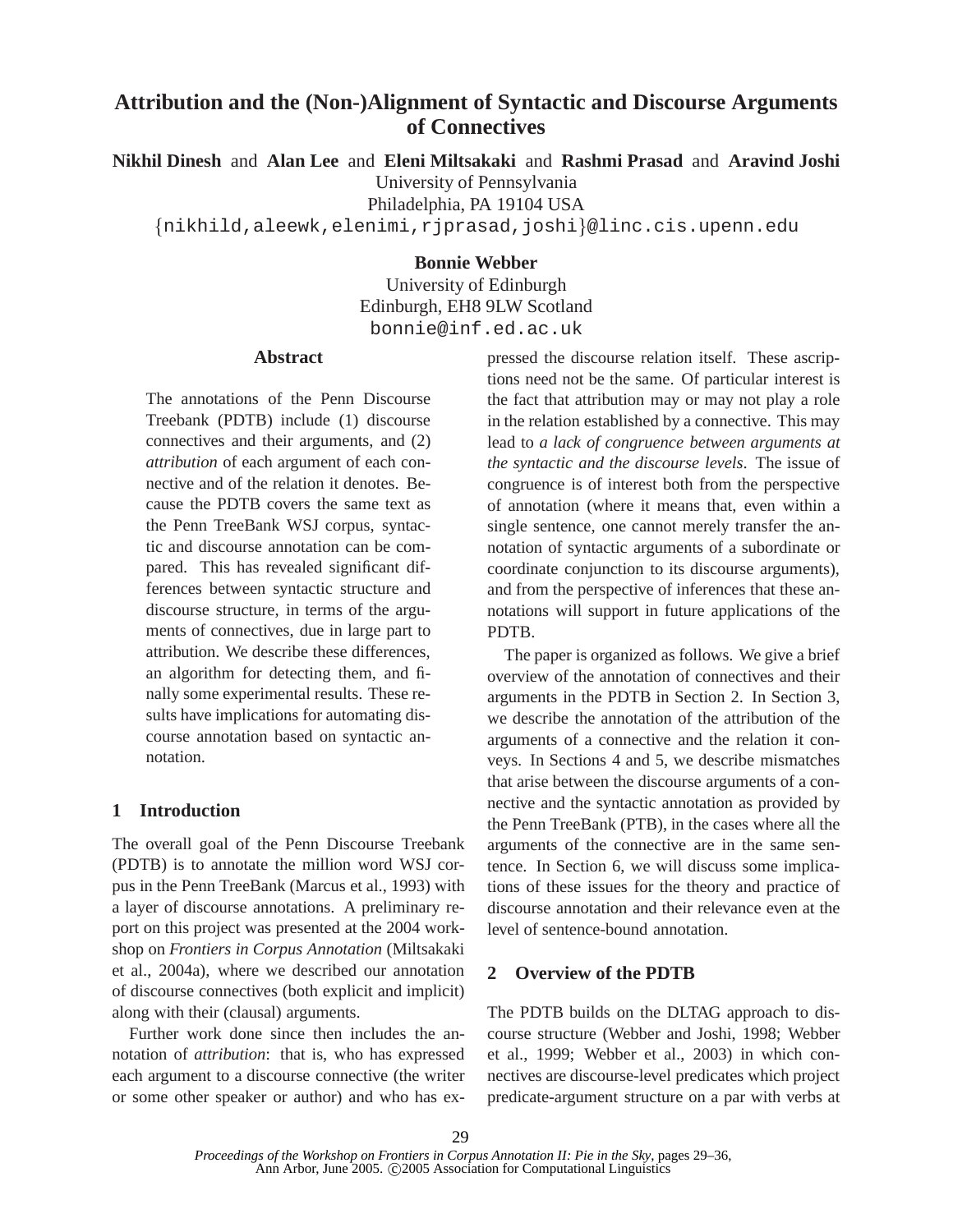# Attribution and the (Non-)Alignment of Syntactic and Discourse Arguments of Connectives

**Nikhil Dinesh** and **Alan Lee** and **Eleni Miltsakaki** and **Rashmi Prasad** and **Aravind Joshi**
University of Pennsylvania
Philadelphia, PA 19104 USA
{nikhild,aleewk,elenimi,rjprasad,joshi}@linc.cis.upenn.edu

**Bonnie Webber**
University of Edinburgh
Edinburgh, EH8 9LW Scotland
bonnie@inf.ed.ac.uk

## Abstract

The annotations of the Penn Discourse Treebank (PDTB) include (1) discourse connectives and their arguments, and (2) *attribution* of each argument of each connective and of the relation it denotes. Because the PDTB covers the same text as the Penn TreeBank WSJ corpus, syntactic and discourse annotation can be compared. This has revealed significant differences between syntactic structure and discourse structure, in terms of the arguments of connectives, due in large part to attribution. We describe these differences, an algorithm for detecting them, and finally some experimental results. These results have implications for automating discourse annotation based on syntactic annotation.

## 1 Introduction

The overall goal of the Penn Discourse Treebank (PDTB) is to annotate the million word WSJ corpus in the Penn TreeBank (Marcus et al., 1993) with a layer of discourse annotations. A preliminary report on this project was presented at the 2004 workshop on *Frontiers in Corpus Annotation* (Miltsakaki et al., 2004a), where we described our annotation of discourse connectives (both explicit and implicit) along with their (clausal) arguments.

Further work done since then includes the annotation of *attribution*: that is, who has expressed each argument to a discourse connective (the writer or some other speaker or author) and who has expressed the discourse relation itself. These ascriptions need not be the same. Of particular interest is the fact that attribution may or may not play a role in the relation established by a connective. This may lead to *a lack of congruence between arguments at the syntactic and the discourse levels*. The issue of congruence is of interest both from the perspective of annotation (where it means that, even within a single sentence, one cannot merely transfer the annotation of syntactic arguments of a subordinate or coordinate conjunction to its discourse arguments), and from the perspective of inferences that these annotations will support in future applications of the PDTB.

The paper is organized as follows. We give a brief overview of the annotation of connectives and their arguments in the PDTB in Section 2. In Section 3, we describe the annotation of the attribution of the arguments of a connective and the relation it conveys. In Sections 4 and 5, we describe mismatches that arise between the discourse arguments of a connective and the syntactic annotation as provided by the Penn TreeBank (PTB), in the cases where all the arguments of the connective are in the same sentence. In Section 6, we will discuss some implications of these issues for the theory and practice of discourse annotation and their relevance even at the level of sentence-bound annotation.

## 2 Overview of the PDTB

The PDTB builds on the DLTAG approach to discourse structure (Webber and Joshi, 1998; Webber et al., 1999; Webber et al., 2003) in which connectives are discourse-level predicates which project predicate-argument structure on a par with verbs at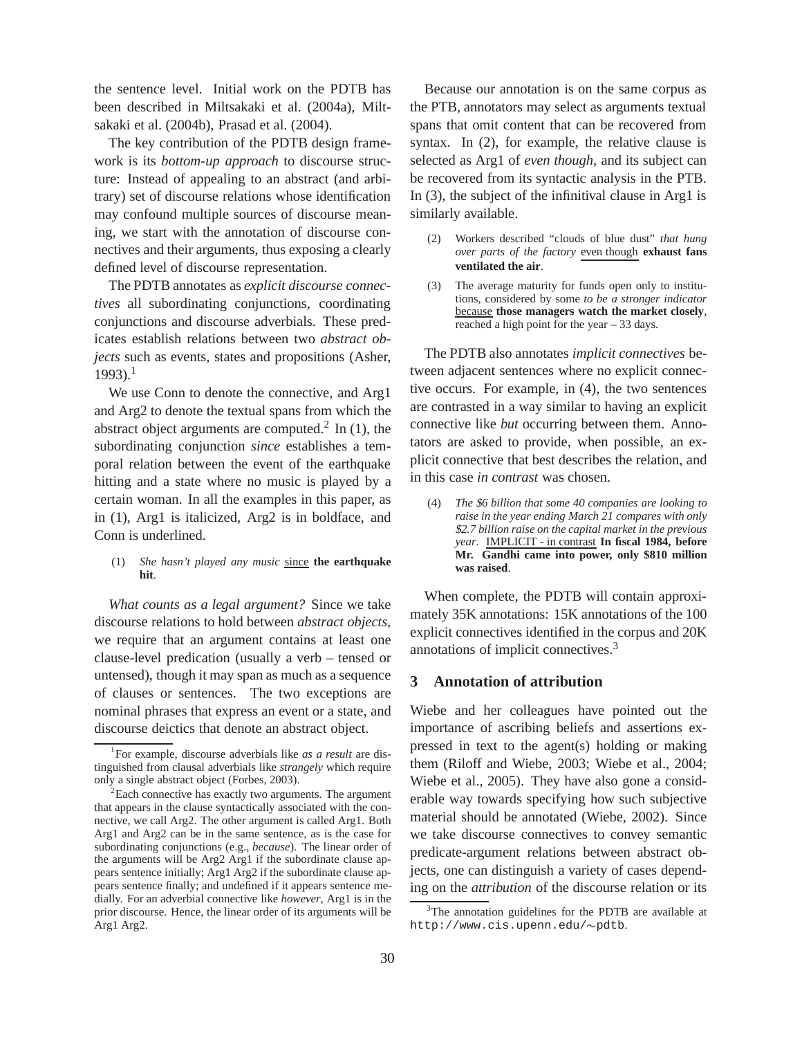the sentence level. Initial work on the PDTB has been described in Miltsakaki et al. (2004a), Miltsakaki et al. (2004b), Prasad et al. (2004).

The key contribution of the PDTB design framework is its *bottom-up approach* to discourse structure: Instead of appealing to an abstract (and arbitrary) set of discourse relations whose identification may confound multiple sources of discourse meaning, we start with the annotation of discourse connectives and their arguments, thus exposing a clearly defined level of discourse representation.

The PDTB annotates as *explicit discourse connectives* all subordinating conjunctions, coordinating conjunctions and discourse adverbials. These predicates establish relations between two *abstract objects* such as events, states and propositions (Asher, 1993).[1]

We use Conn to denote the connective, and Arg1 and Arg2 to denote the textual spans from which the abstract object arguments are computed.[2] In (1), the subordinating conjunction *since* establishes a temporal relation between the event of the earthquake hitting and a state where no music is played by a certain woman. In all the examples in this paper, as in (1), Arg1 is italicized, Arg2 is in boldface, and Conn is underlined.

(1) *She hasn't played any music* <u>since</u> **the earthquake hit**.

*What counts as a legal argument?* Since we take discourse relations to hold between *abstract objects*, we require that an argument contains at least one clause-level predication (usually a verb – tensed or untensed), though it may span as much as a sequence of clauses or sentences. The two exceptions are nominal phrases that express an event or a state, and discourse deictics that denote an abstract object.

Because our annotation is on the same corpus as the PTB, annotators may select as arguments textual spans that omit content that can be recovered from syntax. In (2), for example, the relative clause is selected as Arg1 of *even though*, and its subject can be recovered from its syntactic analysis in the PTB. In (3), the subject of the infinitival clause in Arg1 is similarly available.

(2) Workers described "clouds of blue dust" *that hung over parts of the factory* <u>even though</u> **exhaust fans ventilated the air**.

(3) The average maturity for funds open only to institutions, considered by some *to be a stronger indicator* <u>because</u> **those managers watch the market closely**, reached a high point for the year – 33 days.

The PDTB also annotates *implicit connectives* between adjacent sentences where no explicit connective occurs. For example, in (4), the two sentences are contrasted in a way similar to having an explicit connective like *but* occurring between them. Annotators are asked to provide, when possible, an explicit connective that best describes the relation, and in this case *in contrast* was chosen.

(4) *The $6 billion that some 40 companies are looking to raise in the year ending March 21 compares with only $2.7 billion raise on the capital market in the previous year*. <u>IMPLICIT - in contrast</u> **In fiscal 1984, before Mr. Gandhi came into power, only $810 million was raised**.

When complete, the PDTB will contain approximately 35K annotations: 15K annotations of the 100 explicit connectives identified in the corpus and 20K annotations of implicit connectives.[3]

## 3 Annotation of attribution

Wiebe and her colleagues have pointed out the importance of ascribing beliefs and assertions expressed in text to the agent(s) holding or making them (Riloff and Wiebe, 2003; Wiebe et al., 2004; Wiebe et al., 2005). They have also gone a considerable way towards specifying how such subjective material should be annotated (Wiebe, 2002). Since we take discourse connectives to convey semantic predicate-argument relations between abstract objects, one can distinguish a variety of cases depending on the *attribution* of the discourse relation or its

---

[1] For example, discourse adverbials like *as a result* are distinguished from clausal adverbials like *strangely* which require only a single abstract object (Forbes, 2003).

[2] Each connective has exactly two arguments. The argument that appears in the clause syntactically associated with the connective, we call Arg2. The other argument is called Arg1. Both Arg1 and Arg2 can be in the same sentence, as is the case for subordinating conjunctions (e.g., *because*). The linear order of the arguments will be Arg2 Arg1 if the subordinate clause appears sentence initially; Arg1 Arg2 if the subordinate clause appears sentence finally; and undefined if it appears sentence medially. For an adverbial connective like *however*, Arg1 is in the prior discourse. Hence, the linear order of its arguments will be Arg1 Arg2.

[3] The annotation guidelines for the PDTB are available at `http://www.cis.upenn.edu/∼pdtb`.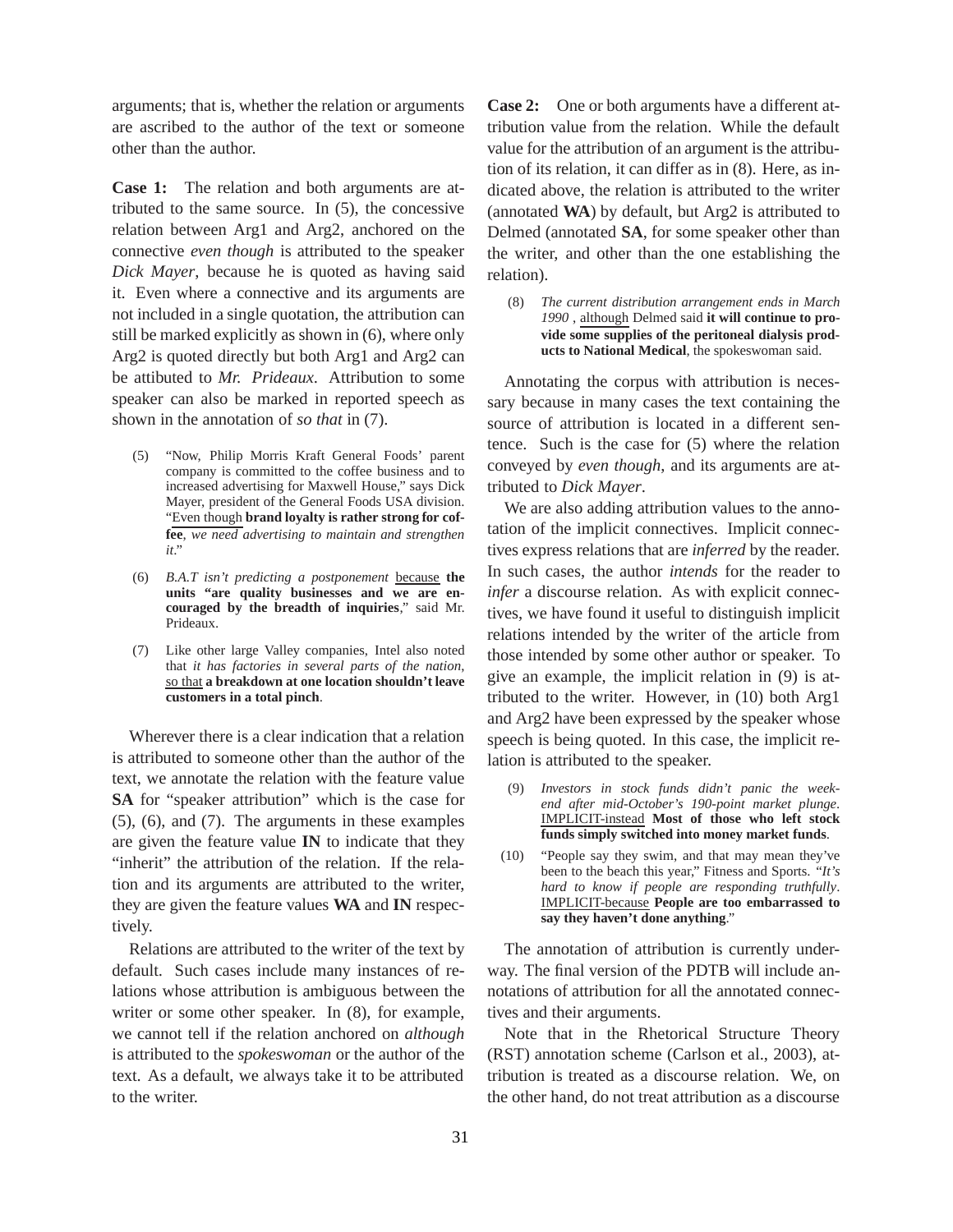arguments; that is, whether the relation or arguments are ascribed to the author of the text or someone other than the author.

**Case 1:** The relation and both arguments are attributed to the same source. In (5), the concessive relation between Arg1 and Arg2, anchored on the connective *even though* is attributed to the speaker *Dick Mayer*, because he is quoted as having said it. Even where a connective and its arguments are not included in a single quotation, the attribution can still be marked explicitly as shown in (6), where only Arg2 is quoted directly but both Arg1 and Arg2 can be attibuted to *Mr. Prideaux*. Attribution to some speaker can also be marked in reported speech as shown in the annotation of *so that* in (7).

(5) "Now, Philip Morris Kraft General Foods' parent company is committed to the coffee business and to increased advertising for Maxwell House," says Dick Mayer, president of the General Foods USA division. "<u>Even though</u> **brand loyalty is rather strong for coffee**, *we need advertising to maintain and strengthen it*."

(6) *B.A.T isn't predicting a postponement* <u>because</u> **the units "are quality businesses and we are encouraged by the breadth of inquiries**," said Mr. Prideaux.

(7) Like other large Valley companies, Intel also noted that *it has factories in several parts of the nation*, <u>so that</u> **a breakdown at one location shouldn't leave customers in a total pinch**.

Wherever there is a clear indication that a relation is attributed to someone other than the author of the text, we annotate the relation with the feature value **SA** for "speaker attribution" which is the case for (5), (6), and (7). The arguments in these examples are given the feature value **IN** to indicate that they "inherit" the attribution of the relation. If the relation and its arguments are attributed to the writer, they are given the feature values **WA** and **IN** respectively.

Relations are attributed to the writer of the text by default. Such cases include many instances of relations whose attribution is ambiguous between the writer or some other speaker. In (8), for example, we cannot tell if the relation anchored on *although* is attributed to the *spokeswoman* or the author of the text. As a default, we always take it to be attributed to the writer.

**Case 2:** One or both arguments have a different attribution value from the relation. While the default value for the attribution of an argument is the attribution of its relation, it can differ as in (8). Here, as indicated above, the relation is attributed to the writer (annotated **WA**) by default, but Arg2 is attributed to Delmed (annotated **SA**, for some speaker other than the writer, and other than the one establishing the relation).

(8) *The current distribution arrangement ends in March 1990* , <u>although</u> Delmed said **it will continue to provide some supplies of the peritoneal dialysis products to National Medical**, the spokeswoman said.

Annotating the corpus with attribution is necessary because in many cases the text containing the source of attribution is located in a different sentence. Such is the case for (5) where the relation conveyed by *even though*, and its arguments are attributed to *Dick Mayer*.

We are also adding attribution values to the annotation of the implicit connectives. Implicit connectives express relations that are *inferred* by the reader. In such cases, the author *intends* for the reader to *infer* a discourse relation. As with explicit connectives, we have found it useful to distinguish implicit relations intended by the writer of the article from those intended by some other author or speaker. To give an example, the implicit relation in (9) is attributed to the writer. However, in (10) both Arg1 and Arg2 have been expressed by the speaker whose speech is being quoted. In this case, the implicit relation is attributed to the speaker.

(9) *Investors in stock funds didn't panic the weekend after mid-October's 190-point market plunge*. <u>IMPLICIT-instead</u> **Most of those who left stock funds simply switched into money market funds**.

(10) "People say they swim, and that may mean they've been to the beach this year," Fitness and Sports. "*It's hard to know if people are responding truthfully*. <u>IMPLICIT-because</u> **People are too embarrassed to say they haven't done anything**."

The annotation of attribution is currently underway. The final version of the PDTB will include annotations of attribution for all the annotated connectives and their arguments.

Note that in the Rhetorical Structure Theory (RST) annotation scheme (Carlson et al., 2003), attribution is treated as a discourse relation. We, on the other hand, do not treat attribution as a discourse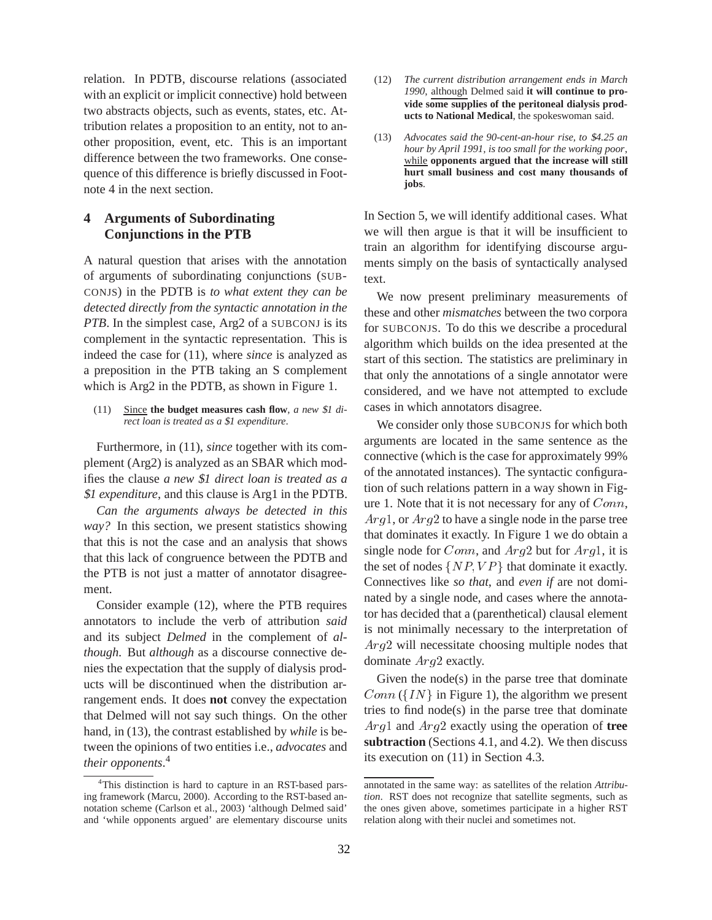relation. In PDTB, discourse relations (associated with an explicit or implicit connective) hold between two abstracts objects, such as events, states, etc. Attribution relates a proposition to an entity, not to another proposition, event, etc. This is an important difference between the two frameworks. One consequence of this difference is briefly discussed in Footnote 4 in the next section.

## 4 Arguments of Subordinating Conjunctions in the PTB

A natural question that arises with the annotation of arguments of subordinating conjunctions (SUBCONJS) in the PDTB is *to what extent they can be detected directly from the syntactic annotation in the PTB*. In the simplest case, Arg2 of a SUBCONJ is its complement in the syntactic representation. This is indeed the case for (11), where *since* is analyzed as a preposition in the PTB taking an S complement which is Arg2 in the PDTB, as shown in Figure 1.

(11) Since **the budget measures cash flow**, *a new $1 direct loan is treated as a $1 expenditure*.

Furthermore, in (11), *since* together with its complement (Arg2) is analyzed as an SBAR which modifies the clause *a new $1 direct loan is treated as a $1 expenditure*, and this clause is Arg1 in the PDTB.

*Can the arguments always be detected in this way?* In this section, we present statistics showing that this is not the case and an analysis that shows that this lack of congruence between the PDTB and the PTB is not just a matter of annotator disagreement.

Consider example (12), where the PTB requires annotators to include the verb of attribution *said* and its subject *Delmed* in the complement of *although.* But *although* as a discourse connective denies the expectation that the supply of dialysis products will be discontinued when the distribution arrangement ends. It does **not** convey the expectation that Delmed will not say such things. On the other hand, in (13), the contrast established by *while* is between the opinions of two entities i.e., *advocates* and *their opponents*.[4]

(12) *The current distribution arrangement ends in March 1990*, although Delmed said **it will continue to provide some supplies of the peritoneal dialysis products to National Medical**, the spokeswoman said.

(13) *Advocates said the 90-cent-an-hour rise, to $4.25 an hour by April 1991, is too small for the working poor*, while **opponents argued that the increase will still hurt small business and cost many thousands of jobs**.

In Section 5, we will identify additional cases. What we will then argue is that it will be insufficient to train an algorithm for identifying discourse arguments simply on the basis of syntactically analysed text.

We now present preliminary measurements of these and other *mismatches* between the two corpora for SUBCONJS. To do this we describe a procedural algorithm which builds on the idea presented at the start of this section. The statistics are preliminary in that only the annotations of a single annotator were considered, and we have not attempted to exclude cases in which annotators disagree.

We consider only those SUBCONJS for which both arguments are located in the same sentence as the connective (which is the case for approximately 99% of the annotated instances). The syntactic configuration of such relations pattern in a way shown in Figure 1. Note that it is not necessary for any of $Conn$, $Arg1$, or $Arg2$ to have a single node in the parse tree that dominates it exactly. In Figure 1 we do obtain a single node for $Conn$, and $Arg2$ but for $Arg1$, it is the set of nodes $\{NP, VP\}$ that dominate it exactly. Connectives like *so that*, and *even if* are not dominated by a single node, and cases where the annotator has decided that a (parenthetical) clausal element is not minimally necessary to the interpretation of $Arg2$ will necessitate choosing multiple nodes that dominate $Arg2$ exactly.

Given the node(s) in the parse tree that dominate $Conn$ ($\{IN\}$ in Figure 1), the algorithm we present tries to find node(s) in the parse tree that dominate $Arg1$ and $Arg2$ exactly using the operation of **tree subtraction** (Sections 4.1, and 4.2). We then discuss its execution on (11) in Section 4.3.

[4] This distinction is hard to capture in an RST-based parsing framework (Marcu, 2000). According to the RST-based annotation scheme (Carlson et al., 2003) 'although Delmed said' and 'while opponents argued' are elementary discourse units annotated in the same way: as satellites of the relation *Attribution*. RST does not recognize that satellite segments, such as the ones given above, sometimes participate in a higher RST relation along with their nuclei and sometimes not.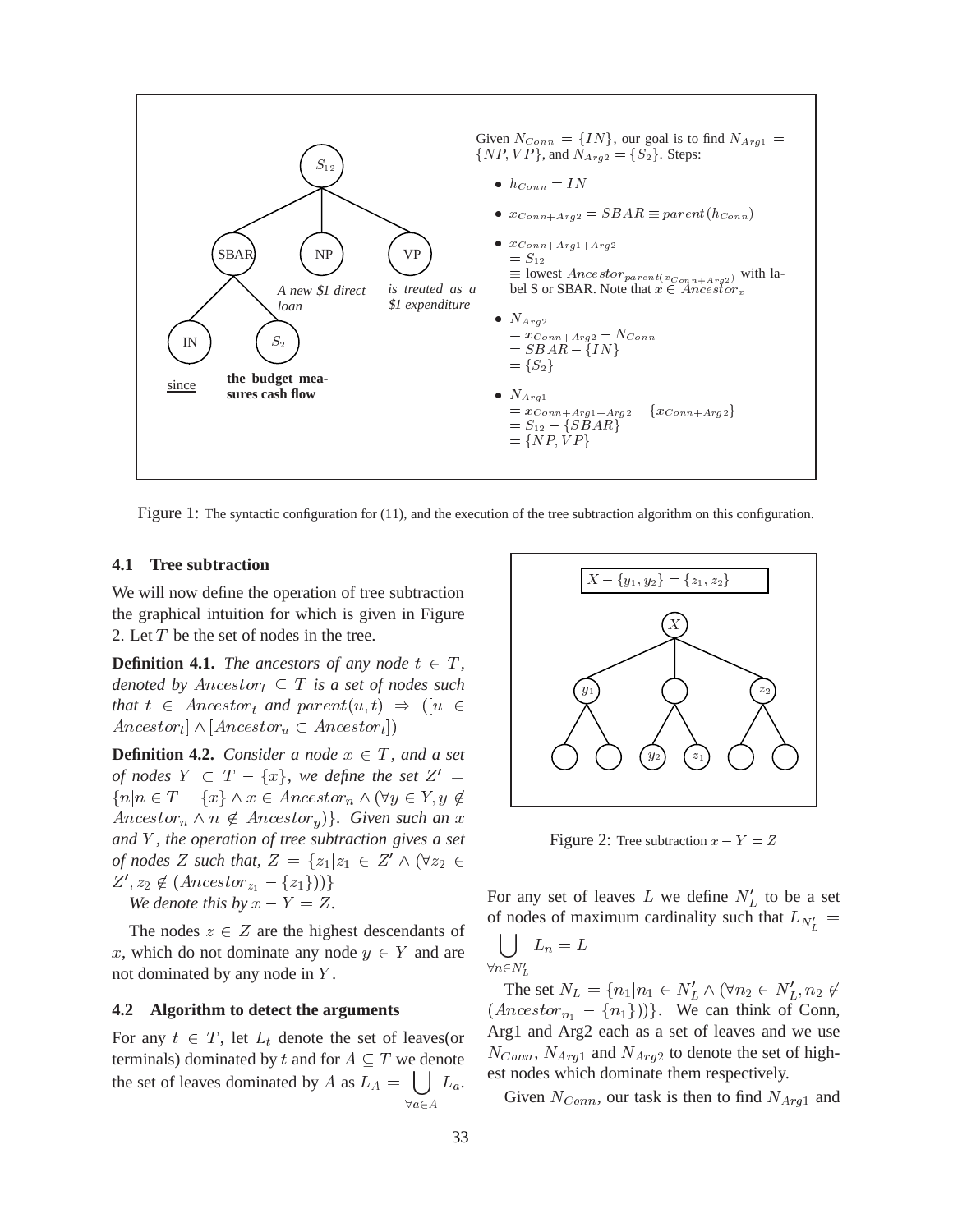Given $N_{Conn} = \{IN\}$, our goal is to find $N_{Arg1} = \{NP, VP\}$, and $N_{Arg2} = \{S_2\}$. Steps:

- $h_{Conn} = IN$
- $x_{Conn+Arg2} = SBAR \equiv parent(h_{Conn})$
- $x_{Conn+Arg1+Arg2}$ $= S_{12}$ $\equiv$ lowest $Ancestor_{parent(x_{Conn+Arg2})}$ with label S or SBAR. Note that $x \in Ancestor_x$
- $N_{Arg2}$ $= x_{Conn+Arg2} - N_{Conn}$ $= SBAR - \{IN\}$ $= \{S_2\}$
- $N_{Arg1}$ $= x_{Conn+Arg1+Arg2} - \{x_{Conn+Arg2}\}$ $= S_{12} - \{SBAR\}$ $= \{NP, VP\}$

Figure 1: The syntactic configuration for (11), and the execution of the tree subtraction algorithm on this configuration.

### 4.1 Tree subtraction

We will now define the operation of tree subtraction the graphical intuition for which is given in Figure 2. Let $T$ be the set of nodes in the tree.

**Definition 4.1.** *The ancestors of any node $t \in T$, denoted by $Ancestor_t \subseteq T$ is a set of nodes such that $t \in Ancestor_t$ and $parent(u,t) \Rightarrow ([u \in Ancestor_t] \wedge [Ancestor_u \subset Ancestor_t])$*

**Definition 4.2.** *Consider a node $x \in T$, and a set of nodes $Y \subset T - \{x\}$, we define the set $Z' = \{n | n \in T - \{x\} \wedge x \in Ancestor_n \wedge (\forall y \in Y, y \notin Ancestor_n \wedge n \notin Ancestor_y)\}$. Given such an $x$ and $Y$, the operation of tree subtraction gives a set of nodes $Z$ such that, $Z = \{z_1 | z_1 \in Z' \wedge (\forall z_2 \in Z', z_2 \notin (Ancestor_{z_1} - \{z_1\}))\}$*

*We denote this by $x - Y = Z$.*

The nodes $z \in Z$ are the highest descendants of $x$, which do not dominate any node $y \in Y$ and are not dominated by any node in $Y$.

### 4.2 Algorithm to detect the arguments

For any $t \in T$, let $L_t$ denote the set of leaves(or terminals) dominated by $t$ and for $A \subseteq T$ we denote the set of leaves dominated by $A$ as $L_A = \bigcup_{\forall a \in A} L_a$.

$X - \{y_1, y_2\} = \{z_1, z_2\}$

Figure 2: Tree subtraction $x - Y = Z$

For any set of leaves $L$ we define $N'_L$ to be a set of nodes of maximum cardinality such that $L_{N'_L} = \bigcup_{\forall n \in N'_L} L_n = L$

The set $N_L = \{n_1 | n_1 \in N'_L \wedge (\forall n_2 \in N'_L, n_2 \notin (Ancestor_{n_1} - \{n_1\}))\}$. We can think of Conn, Arg1 and Arg2 each as a set of leaves and we use $N_{Conn}$, $N_{Arg1}$ and $N_{Arg2}$ to denote the set of highest nodes which dominate them respectively.

Given $N_{Conn}$, our task is then to find $N_{Arg1}$ and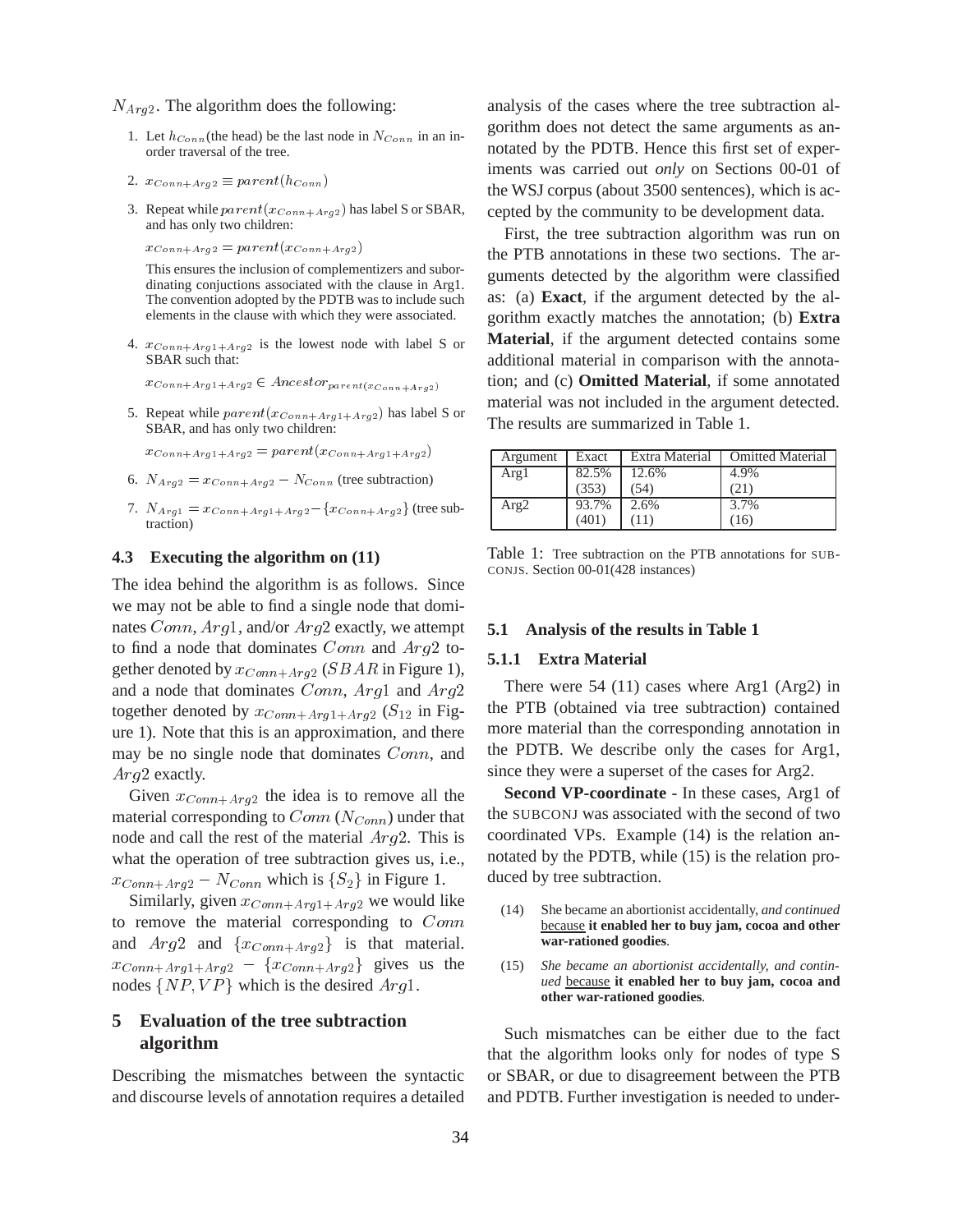$N_{Arg2}$. The algorithm does the following:

1. Let $h_{Conn}$(the head) be the last node in $N_{Conn}$ in an in-order traversal of the tree.

2. $x_{Conn+Arg2} \equiv parent(h_{Conn})$

3. Repeat while $parent(x_{Conn+Arg2})$ has label S or SBAR, and has only two children:

   $x_{Conn+Arg2} = parent(x_{Conn+Arg2})$

   This ensures the inclusion of complementizers and subordinating conjuctions associated with the clause in Arg1. The convention adopted by the PDTB was to include such elements in the clause with which they were associated.

4. $x_{Conn+Arg1+Arg2}$ is the lowest node with label S or SBAR such that:

   $x_{Conn+Arg1+Arg2} \in Ancestor_{parent(x_{Conn+Arg2})}$

5. Repeat while $parent(x_{Conn+Arg1+Arg2})$ has label S or SBAR, and has only two children:

   $x_{Conn+Arg1+Arg2} = parent(x_{Conn+Arg1+Arg2})$

6. $N_{Arg2} = x_{Conn+Arg2} - N_{Conn}$ (tree subtraction)

7. $N_{Arg1} = x_{Conn+Arg1+Arg2} - \{x_{Conn+Arg2}\}$ (tree subtraction)

### 4.3 Executing the algorithm on (11)

The idea behind the algorithm is as follows. Since we may not be able to find a single node that dominates $Conn$, $Arg1$, and/or $Arg2$ exactly, we attempt to find a node that dominates $Conn$ and $Arg2$ together denoted by $x_{Conn+Arg2}$ ($SBAR$ in Figure 1), and a node that dominates $Conn$, $Arg1$ and $Arg2$ together denoted by $x_{Conn+Arg1+Arg2}$ ($S_{12}$ in Figure 1). Note that this is an approximation, and there may be no single node that dominates $Conn$, and $Arg2$ exactly.

Given $x_{Conn+Arg2}$ the idea is to remove all the material corresponding to $Conn$ ($N_{Conn}$) under that node and call the rest of the material $Arg2$. This is what the operation of tree subtraction gives us, i.e., $x_{Conn+Arg2} - N_{Conn}$ which is $\{S_2\}$ in Figure 1.

Similarly, given $x_{Conn+Arg1+Arg2}$ we would like to remove the material corresponding to $Conn$ and $Arg2$ and $\{x_{Conn+Arg2}\}$ is that material. $x_{Conn+Arg1+Arg2} - \{x_{Conn+Arg2}\}$ gives us the nodes $\{NP, VP\}$ which is the desired $Arg1$.

## 5 Evaluation of the tree subtraction algorithm

Describing the mismatches between the syntactic and discourse levels of annotation requires a detailed analysis of the cases where the tree subtraction algorithm does not detect the same arguments as annotated by the PDTB. Hence this first set of experiments was carried out *only* on Sections 00-01 of the WSJ corpus (about 3500 sentences), which is accepted by the community to be development data.

First, the tree subtraction algorithm was run on the PTB annotations in these two sections. The arguments detected by the algorithm were classified as: (a) **Exact**, if the argument detected by the algorithm exactly matches the annotation; (b) **Extra Material**, if the argument detected contains some additional material in comparison with the annotation; and (c) **Omitted Material**, if some annotated material was not included in the argument detected. The results are summarized in Table 1.

| Argument | Exact | Extra Material | Omitted Material |
|---|---|---|---|
| Arg1 | 82.5% (353) | 12.6% (54) | 4.9% (21) |
| Arg2 | 93.7% (401) | 2.6% (11) | 3.7% (16) |

Table 1: Tree subtraction on the PTB annotations for SUBCONJS. Section 00-01(428 instances)

### 5.1 Analysis of the results in Table 1

#### 5.1.1 Extra Material

There were 54 (11) cases where Arg1 (Arg2) in the PTB (obtained via tree subtraction) contained more material than the corresponding annotation in the PDTB. We describe only the cases for Arg1, since they were a superset of the cases for Arg2.

**Second VP-coordinate** - In these cases, Arg1 of the SUBCONJ was associated with the second of two coordinated VPs. Example (14) is the relation annotated by the PDTB, while (15) is the relation produced by tree subtraction.

(14) She became an abortionist accidentally, *and continued* because **it enabled her to buy jam, cocoa and other war-rationed goodies**.

(15) *She became an abortionist accidentally, and continued* because **it enabled her to buy jam, cocoa and other war-rationed goodies**.

Such mismatches can be either due to the fact that the algorithm looks only for nodes of type S or SBAR, or due to disagreement between the PTB and PDTB. Further investigation is needed to under-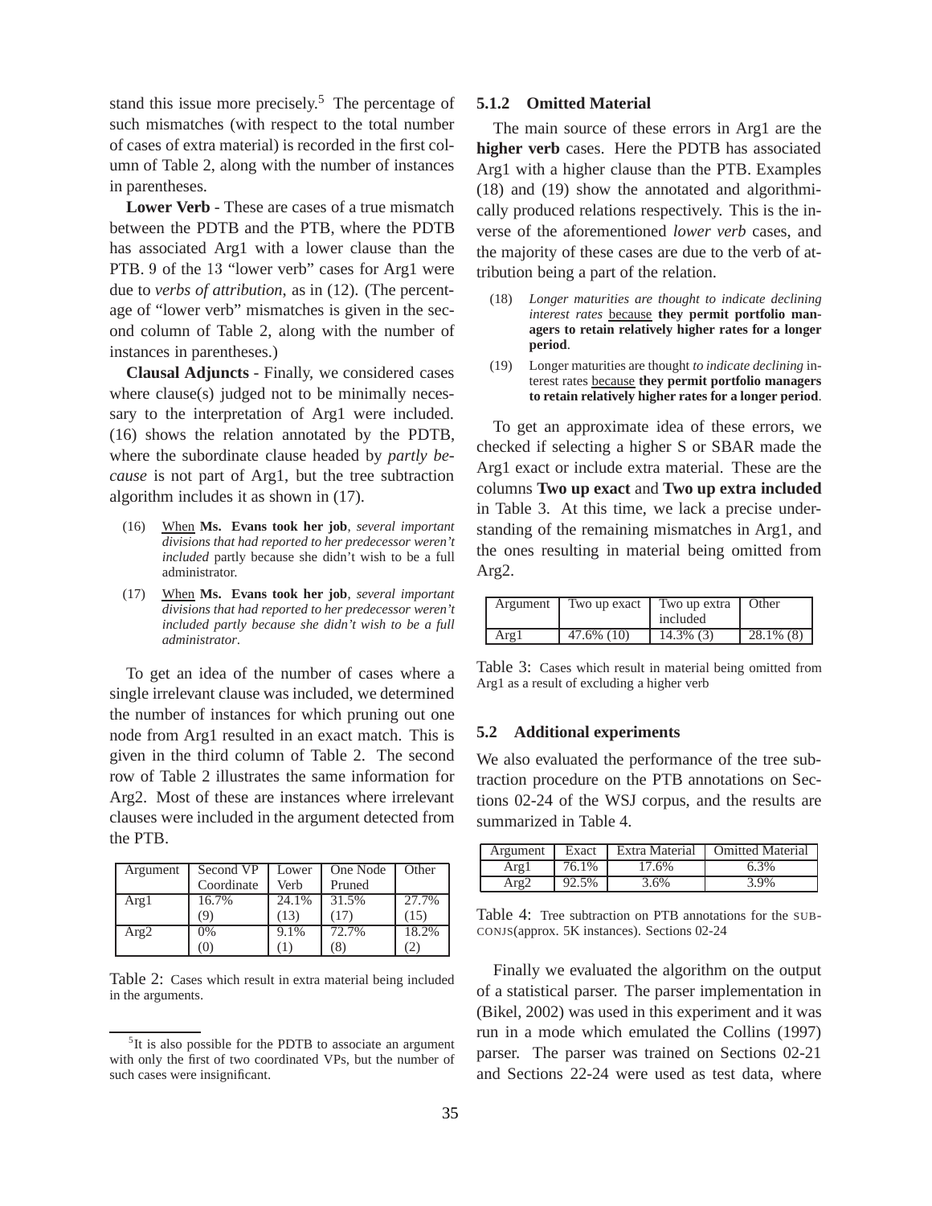stand this issue more precisely.[5] The percentage of such mismatches (with respect to the total number of cases of extra material) is recorded in the first column of Table 2, along with the number of instances in parentheses.

**Lower Verb** - These are cases of a true mismatch between the PDTB and the PTB, where the PDTB has associated Arg1 with a lower clause than the PTB. 9 of the 13 "lower verb" cases for Arg1 were due to *verbs of attribution*, as in (12). (The percentage of "lower verb" mismatches is given in the second column of Table 2, along with the number of instances in parentheses.)

**Clausal Adjuncts** - Finally, we considered cases where clause(s) judged not to be minimally necessary to the interpretation of Arg1 were included. (16) shows the relation annotated by the PDTB, where the subordinate clause headed by *partly because* is not part of Arg1, but the tree subtraction algorithm includes it as shown in (17).

(16) When **Ms. Evans took her job**, *several important divisions that had reported to her predecessor weren't included* partly because she didn't wish to be a full administrator.

(17) When **Ms. Evans took her job**, *several important divisions that had reported to her predecessor weren't included partly because she didn't wish to be a full administrator*.

To get an idea of the number of cases where a single irrelevant clause was included, we determined the number of instances for which pruning out one node from Arg1 resulted in an exact match. This is given in the third column of Table 2. The second row of Table 2 illustrates the same information for Arg2. Most of these are instances where irrelevant clauses were included in the argument detected from the PTB.

| Argument | Second VP Coordinate | Lower Verb | One Node Pruned | Other |
|---|---|---|---|---|
| Arg1 | 16.7% (9) | 24.1% (13) | 31.5% (17) | 27.7% (15) |
| Arg2 | 0% (0) | 9.1% (1) | 72.7% (8) | 18.2% (2) |

Table 2: Cases which result in extra material being included in the arguments.

[5] It is also possible for the PDTB to associate an argument with only the first of two coordinated VPs, but the number of such cases were insignificant.

#### 5.1.2 Omitted Material

The main source of these errors in Arg1 are the **higher verb** cases. Here the PDTB has associated Arg1 with a higher clause than the PTB. Examples (18) and (19) show the annotated and algorithmically produced relations respectively. This is the inverse of the aforementioned *lower verb* cases, and the majority of these cases are due to the verb of attribution being a part of the relation.

(18) *Longer maturities are thought to indicate declining interest rates* because **they permit portfolio managers to retain relatively higher rates for a longer period**.

(19) Longer maturities are thought *to indicate declining* interest rates because **they permit portfolio managers to retain relatively higher rates for a longer period**.

To get an approximate idea of these errors, we checked if selecting a higher S or SBAR made the Arg1 exact or include extra material. These are the columns **Two up exact** and **Two up extra included** in Table 3. At this time, we lack a precise understanding of the remaining mismatches in Arg1, and the ones resulting in material being omitted from Arg2.

| Argument | Two up exact | Two up extra included | Other |
|---|---|---|---|
| Arg1 | 47.6% (10) | 14.3% (3) | 28.1% (8) |

Table 3: Cases which result in material being omitted from Arg1 as a result of excluding a higher verb

### 5.2 Additional experiments

We also evaluated the performance of the tree subtraction procedure on the PTB annotations on Sections 02-24 of the WSJ corpus, and the results are summarized in Table 4.

| Argument | Exact | Extra Material | Omitted Material |
|---|---|---|---|
| Arg1 | 76.1% | 17.6% | 6.3% |
| Arg2 | 92.5% | 3.6% | 3.9% |

Table 4: Tree subtraction on PTB annotations for the SUBCONJS(approx. 5K instances). Sections 02-24

Finally we evaluated the algorithm on the output of a statistical parser. The parser implementation in (Bikel, 2002) was used in this experiment and it was run in a mode which emulated the Collins (1997) parser. The parser was trained on Sections 02-21 and Sections 22-24 were used as test data, where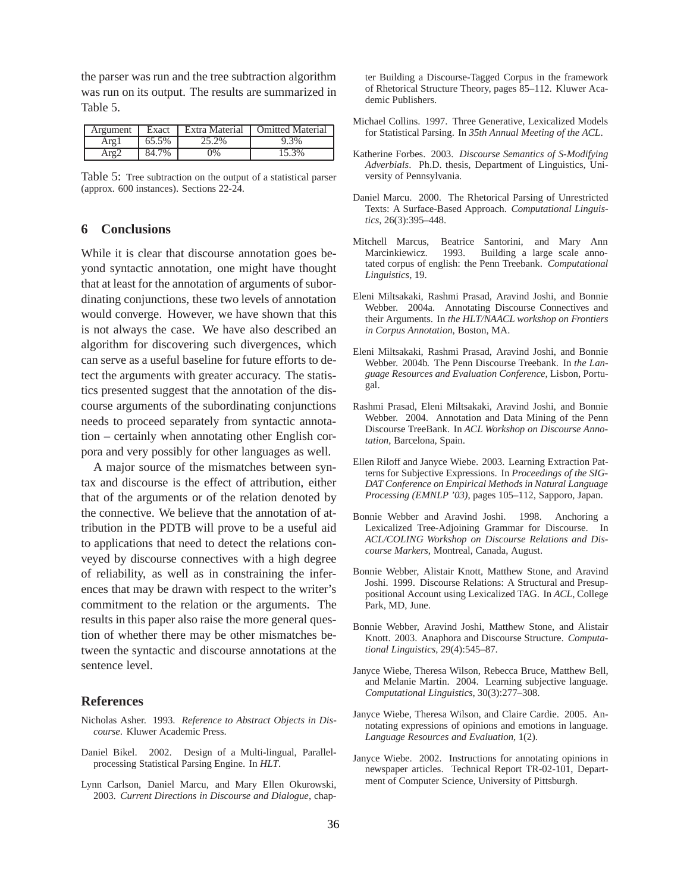the parser was run and the tree subtraction algorithm was run on its output. The results are summarized in Table 5.

| Argument | Exact | Extra Material | Omitted Material |
|---|---|---|---|
| Arg1 | 65.5% | 25.2% | 9.3% |
| Arg2 | 84.7% | 0% | 15.3% |

Table 5: Tree subtraction on the output of a statistical parser (approx. 600 instances). Sections 22-24.

## 6 Conclusions

While it is clear that discourse annotation goes beyond syntactic annotation, one might have thought that at least for the annotation of arguments of subordinating conjunctions, these two levels of annotation would converge. However, we have shown that this is not always the case. We have also described an algorithm for discovering such divergences, which can serve as a useful baseline for future efforts to detect the arguments with greater accuracy. The statistics presented suggest that the annotation of the discourse arguments of the subordinating conjunctions needs to proceed separately from syntactic annotation – certainly when annotating other English corpora and very possibly for other languages as well.

A major source of the mismatches between syntax and discourse is the effect of attribution, either that of the arguments or of the relation denoted by the connective. We believe that the annotation of attribution in the PDTB will prove to be a useful aid to applications that need to detect the relations conveyed by discourse connectives with a high degree of reliability, as well as in constraining the inferences that may be drawn with respect to the writer's commitment to the relation or the arguments. The results in this paper also raise the more general question of whether there may be other mismatches between the syntactic and discourse annotations at the sentence level.

## References

Nicholas Asher. 1993. *Reference to Abstract Objects in Discourse*. Kluwer Academic Press.

Daniel Bikel. 2002. Design of a Multi-lingual, Parallel-processing Statistical Parsing Engine. In *HLT*.

Lynn Carlson, Daniel Marcu, and Mary Ellen Okurowski, 2003. *Current Directions in Discourse and Dialogue*, chapter Building a Discourse-Tagged Corpus in the framework of Rhetorical Structure Theory, pages 85–112. Kluwer Academic Publishers.

Michael Collins. 1997. Three Generative, Lexicalized Models for Statistical Parsing. In *35th Annual Meeting of the ACL*.

Katherine Forbes. 2003. *Discourse Semantics of S-Modifying Adverbials*. Ph.D. thesis, Department of Linguistics, University of Pennsylvania.

Daniel Marcu. 2000. The Rhetorical Parsing of Unrestricted Texts: A Surface-Based Approach. *Computational Linguistics*, 26(3):395–448.

Mitchell Marcus, Beatrice Santorini, and Mary Ann Marcinkiewicz. 1993. Building a large scale annotated corpus of english: the Penn Treebank. *Computational Linguistics*, 19.

Eleni Miltsakaki, Rashmi Prasad, Aravind Joshi, and Bonnie Webber. 2004a. Annotating Discourse Connectives and their Arguments. In *the HLT/NAACL workshop on Frontiers in Corpus Annotation*, Boston, MA.

Eleni Miltsakaki, Rashmi Prasad, Aravind Joshi, and Bonnie Webber. 2004b. The Penn Discourse Treebank. In *the Language Resources and Evaluation Conference*, Lisbon, Portugal.

Rashmi Prasad, Eleni Miltsakaki, Aravind Joshi, and Bonnie Webber. 2004. Annotation and Data Mining of the Penn Discourse TreeBank. In *ACL Workshop on Discourse Annotation*, Barcelona, Spain.

Ellen Riloff and Janyce Wiebe. 2003. Learning Extraction Patterns for Subjective Expressions. In *Proceedings of the SIGDAT Conference on Empirical Methods in Natural Language Processing (EMNLP '03)*, pages 105–112, Sapporo, Japan.

Bonnie Webber and Aravind Joshi. 1998. Anchoring a Lexicalized Tree-Adjoining Grammar for Discourse. In *ACL/COLING Workshop on Discourse Relations and Discourse Markers*, Montreal, Canada, August.

Bonnie Webber, Alistair Knott, Matthew Stone, and Aravind Joshi. 1999. Discourse Relations: A Structural and Presuppositional Account using Lexicalized TAG. In *ACL*, College Park, MD, June.

Bonnie Webber, Aravind Joshi, Matthew Stone, and Alistair Knott. 2003. Anaphora and Discourse Structure. *Computational Linguistics*, 29(4):545–87.

Janyce Wiebe, Theresa Wilson, Rebecca Bruce, Matthew Bell, and Melanie Martin. 2004. Learning subjective language. *Computational Linguistics*, 30(3):277–308.

Janyce Wiebe, Theresa Wilson, and Claire Cardie. 2005. Annotating expressions of opinions and emotions in language. *Language Resources and Evaluation*, 1(2).

Janyce Wiebe. 2002. Instructions for annotating opinions in newspaper articles. Technical Report TR-02-101, Department of Computer Science, University of Pittsburgh.